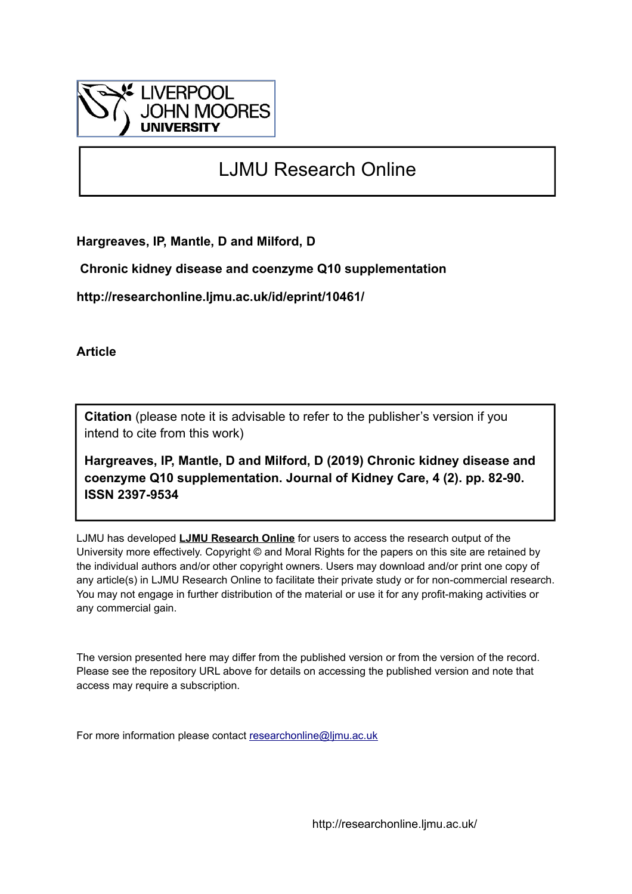# LJMU Research Online

**Hargreaves, IP, Mantle, D and Milford, D**

**Chronic kidney disease and coenzyme Q10 supplementation**

**http://researchonline.ljmu.ac.uk/id/eprint/10461/**

**Article**

**Citation** (please note it is advisable to refer to the publisher's version if you intend to cite from this work)

**Hargreaves, IP, Mantle, D and Milford, D (2019) Chronic kidney disease and coenzyme Q10 supplementation. Journal of Kidney Care, 4 (2). pp. 82-90. ISSN 2397-9534**

LJMU has developed **LJMU Research Online** for users to access the research output of the University more effectively. Copyright © and Moral Rights for the papers on this site are retained by the individual authors and/or other copyright owners. Users may download and/or print one copy of any article(s) in LJMU Research Online to facilitate their private study or for non-commercial research. You may not engage in further distribution of the material or use it for any profit-making activities or any commercial gain.

The version presented here may differ from the published version or from the version of the record. Please see the repository URL above for details on accessing the published version and note that access may require a subscription.

For more information please contact researchonline@ljmu.ac.uk

http://researchonline.ljmu.ac.uk/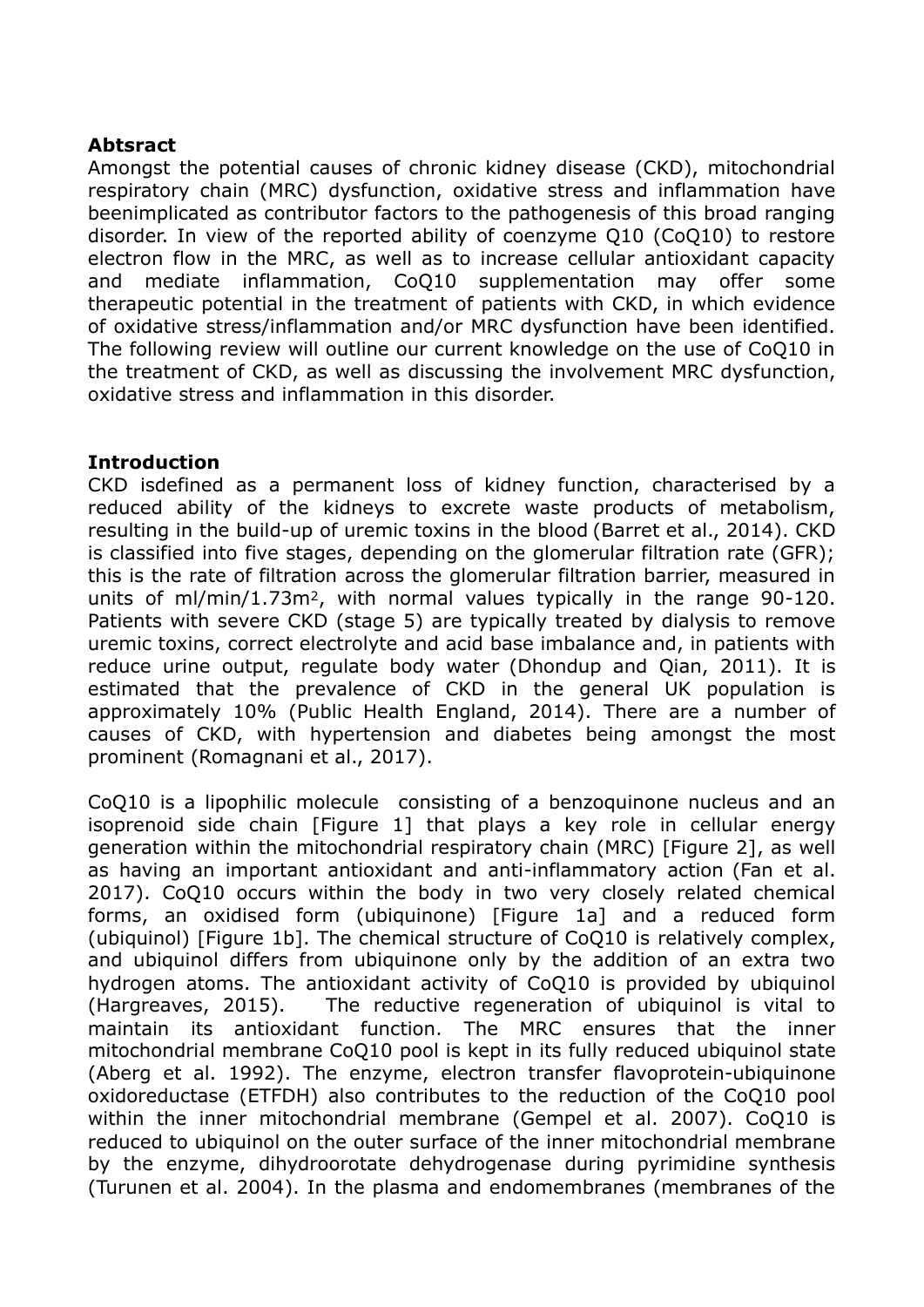**Abtsract**

Amongst the potential causes of chronic kidney disease (CKD), mitochondrial respiratory chain (MRC) dysfunction, oxidative stress and inflammation have beenimplicated as contributor factors to the pathogenesis of this broad ranging disorder. In view of the reported ability of coenzyme Q10 (CoQ10) to restore electron flow in the MRC, as well as to increase cellular antioxidant capacity and mediate inflammation, CoQ10 supplementation may offer some therapeutic potential in the treatment of patients with CKD, in which evidence of oxidative stress/inflammation and/or MRC dysfunction have been identified. The following review will outline our current knowledge on the use of CoQ10 in the treatment of CKD, as well as discussing the involvement MRC dysfunction, oxidative stress and inflammation in this disorder.

**Introduction**

CKD isdefined as a permanent loss of kidney function, characterised by a reduced ability of the kidneys to excrete waste products of metabolism, resulting in the build-up of uremic toxins in the blood (Barret et al., 2014). CKD is classified into five stages, depending on the glomerular filtration rate (GFR); this is the rate of filtration across the glomerular filtration barrier, measured in units of ml/min/1.73m$^2$, with normal values typically in the range 90-120. Patients with severe CKD (stage 5) are typically treated by dialysis to remove uremic toxins, correct electrolyte and acid base imbalance and, in patients with reduce urine output, regulate body water (Dhondup and Qian, 2011). It is estimated that the prevalence of CKD in the general UK population is approximately 10% (Public Health England, 2014). There are a number of causes of CKD, with hypertension and diabetes being amongst the most prominent (Romagnani et al., 2017).

CoQ10 is a lipophilic molecule consisting of a benzoquinone nucleus and an isoprenoid side chain [Figure 1] that plays a key role in cellular energy generation within the mitochondrial respiratory chain (MRC) [Figure 2], as well as having an important antioxidant and anti-inflammatory action (Fan et al. 2017). CoQ10 occurs within the body in two very closely related chemical forms, an oxidised form (ubiquinone) [Figure 1a] and a reduced form (ubiquinol) [Figure 1b]. The chemical structure of CoQ10 is relatively complex, and ubiquinol differs from ubiquinone only by the addition of an extra two hydrogen atoms. The antioxidant activity of CoQ10 is provided by ubiquinol (Hargreaves, 2015). The reductive regeneration of ubiquinol is vital to maintain its antioxidant function. The MRC ensures that the inner mitochondrial membrane CoQ10 pool is kept in its fully reduced ubiquinol state (Aberg et al. 1992). The enzyme, electron transfer flavoprotein-ubiquinone oxidoreductase (ETFDH) also contributes to the reduction of the CoQ10 pool within the inner mitochondrial membrane (Gempel et al. 2007). CoQ10 is reduced to ubiquinol on the outer surface of the inner mitochondrial membrane by the enzyme, dihydroorotate dehydrogenase during pyrimidine synthesis (Turunen et al. 2004). In the plasma and endomembranes (membranes of the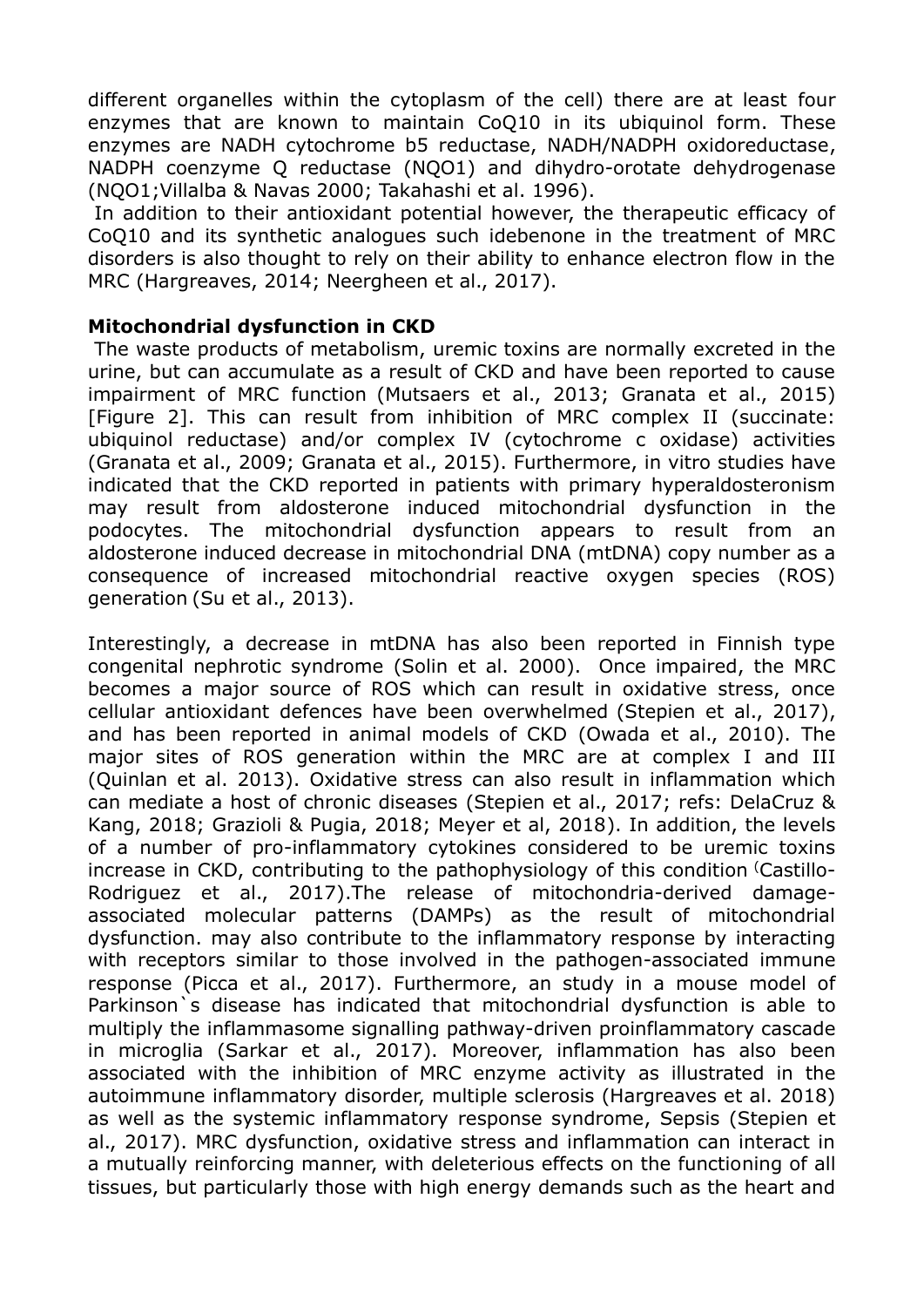different organelles within the cytoplasm of the cell) there are at least four enzymes that are known to maintain CoQ10 in its ubiquinol form. These enzymes are NADH cytochrome b5 reductase, NADH/NADPH oxidoreductase, NADPH coenzyme Q reductase (NQO1) and dihydro-orotate dehydrogenase (NQO1;Villalba & Navas 2000; Takahashi et al. 1996).

In addition to their antioxidant potential however, the therapeutic efficacy of CoQ10 and its synthetic analogues such idebenone in the treatment of MRC disorders is also thought to rely on their ability to enhance electron flow in the MRC (Hargreaves, 2014; Neergheen et al., 2017).

**Mitochondrial dysfunction in CKD**

The waste products of metabolism, uremic toxins are normally excreted in the urine, but can accumulate as a result of CKD and have been reported to cause impairment of MRC function (Mutsaers et al., 2013; Granata et al., 2015) [Figure 2]. This can result from inhibition of MRC complex II (succinate: ubiquinol reductase) and/or complex IV (cytochrome c oxidase) activities (Granata et al., 2009; Granata et al., 2015). Furthermore, in vitro studies have indicated that the CKD reported in patients with primary hyperaldosteronism may result from aldosterone induced mitochondrial dysfunction in the podocytes. The mitochondrial dysfunction appears to result from an aldosterone induced decrease in mitochondrial DNA (mtDNA) copy number as a consequence of increased mitochondrial reactive oxygen species (ROS) generation (Su et al., 2013).

Interestingly, a decrease in mtDNA has also been reported in Finnish type congenital nephrotic syndrome (Solin et al. 2000). Once impaired, the MRC becomes a major source of ROS which can result in oxidative stress, once cellular antioxidant defences have been overwhelmed (Stepien et al., 2017), and has been reported in animal models of CKD (Owada et al., 2010). The major sites of ROS generation within the MRC are at complex I and III (Quinlan et al. 2013). Oxidative stress can also result in inflammation which can mediate a host of chronic diseases (Stepien et al., 2017; refs: DelaCruz & Kang, 2018; Grazioli & Pugia, 2018; Meyer et al, 2018). In addition, the levels of a number of pro-inflammatory cytokines considered to be uremic toxins increase in CKD, contributing to the pathophysiology of this condition (Castillo-Rodriguez et al., 2017).The release of mitochondria-derived damage-associated molecular patterns (DAMPs) as the result of mitochondrial dysfunction. may also contribute to the inflammatory response by interacting with receptors similar to those involved in the pathogen-associated immune response (Picca et al., 2017). Furthermore, an study in a mouse model of Parkinson`s disease has indicated that mitochondrial dysfunction is able to multiply the inflammasome signalling pathway-driven proinflammatory cascade in microglia (Sarkar et al., 2017). Moreover, inflammation has also been associated with the inhibition of MRC enzyme activity as illustrated in the autoimmune inflammatory disorder, multiple sclerosis (Hargreaves et al. 2018) as well as the systemic inflammatory response syndrome, Sepsis (Stepien et al., 2017). MRC dysfunction, oxidative stress and inflammation can interact in a mutually reinforcing manner, with deleterious effects on the functioning of all tissues, but particularly those with high energy demands such as the heart and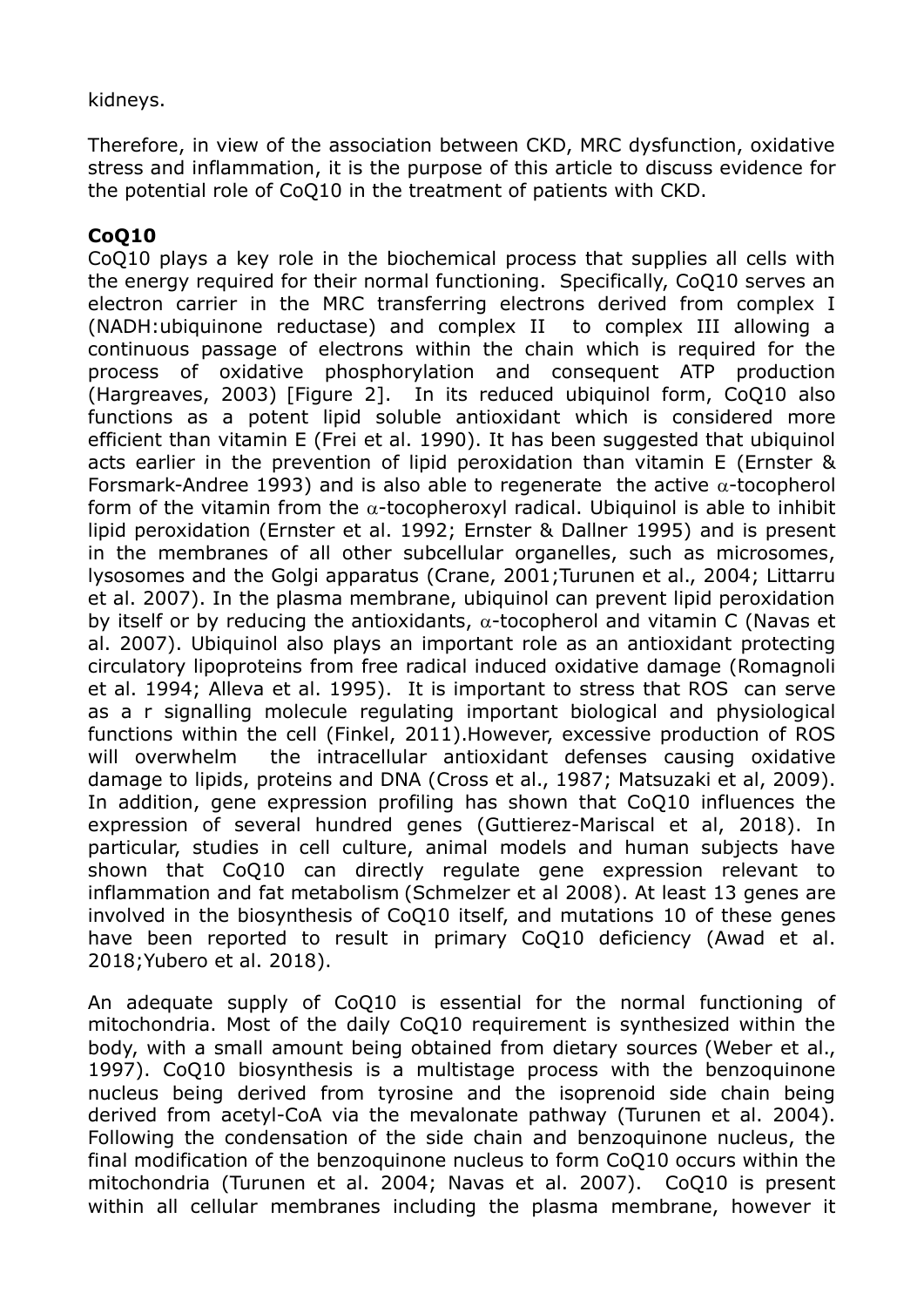kidneys.

Therefore, in view of the association between CKD, MRC dysfunction, oxidative stress and inflammation, it is the purpose of this article to discuss evidence for the potential role of CoQ10 in the treatment of patients with CKD.

**CoQ10**

CoQ10 plays a key role in the biochemical process that supplies all cells with the energy required for their normal functioning. Specifically, CoQ10 serves an electron carrier in the MRC transferring electrons derived from complex I (NADH:ubiquinone reductase) and complex II to complex III allowing a continuous passage of electrons within the chain which is required for the process of oxidative phosphorylation and consequent ATP production (Hargreaves, 2003) [Figure 2]. In its reduced ubiquinol form, CoQ10 also functions as a potent lipid soluble antioxidant which is considered more efficient than vitamin E (Frei et al. 1990). It has been suggested that ubiquinol acts earlier in the prevention of lipid peroxidation than vitamin E (Ernster & Forsmark-Andree 1993) and is also able to regenerate the active α-tocopherol form of the vitamin from the α-tocopheroxyl radical. Ubiquinol is able to inhibit lipid peroxidation (Ernster et al. 1992; Ernster & Dallner 1995) and is present in the membranes of all other subcellular organelles, such as microsomes, lysosomes and the Golgi apparatus (Crane, 2001;Turunen et al., 2004; Littarru et al. 2007). In the plasma membrane, ubiquinol can prevent lipid peroxidation by itself or by reducing the antioxidants, α-tocopherol and vitamin C (Navas et al. 2007). Ubiquinol also plays an important role as an antioxidant protecting circulatory lipoproteins from free radical induced oxidative damage (Romagnoli et al. 1994; Alleva et al. 1995). It is important to stress that ROS can serve as a r signalling molecule regulating important biological and physiological functions within the cell (Finkel, 2011).However, excessive production of ROS will overwhelm the intracellular antioxidant defenses causing oxidative damage to lipids, proteins and DNA (Cross et al., 1987; Matsuzaki et al, 2009). In addition, gene expression profiling has shown that CoQ10 influences the expression of several hundred genes (Guttierez-Mariscal et al, 2018). In particular, studies in cell culture, animal models and human subjects have shown that CoQ10 can directly regulate gene expression relevant to inflammation and fat metabolism (Schmelzer et al 2008). At least 13 genes are involved in the biosynthesis of CoQ10 itself, and mutations 10 of these genes have been reported to result in primary CoQ10 deficiency (Awad et al. 2018;Yubero et al. 2018).

An adequate supply of CoQ10 is essential for the normal functioning of mitochondria. Most of the daily CoQ10 requirement is synthesized within the body, with a small amount being obtained from dietary sources (Weber et al., 1997). CoQ10 biosynthesis is a multistage process with the benzoquinone nucleus being derived from tyrosine and the isoprenoid side chain being derived from acetyl-CoA via the mevalonate pathway (Turunen et al. 2004). Following the condensation of the side chain and benzoquinone nucleus, the final modification of the benzoquinone nucleus to form CoQ10 occurs within the mitochondria (Turunen et al. 2004; Navas et al. 2007). CoQ10 is present within all cellular membranes including the plasma membrane, however it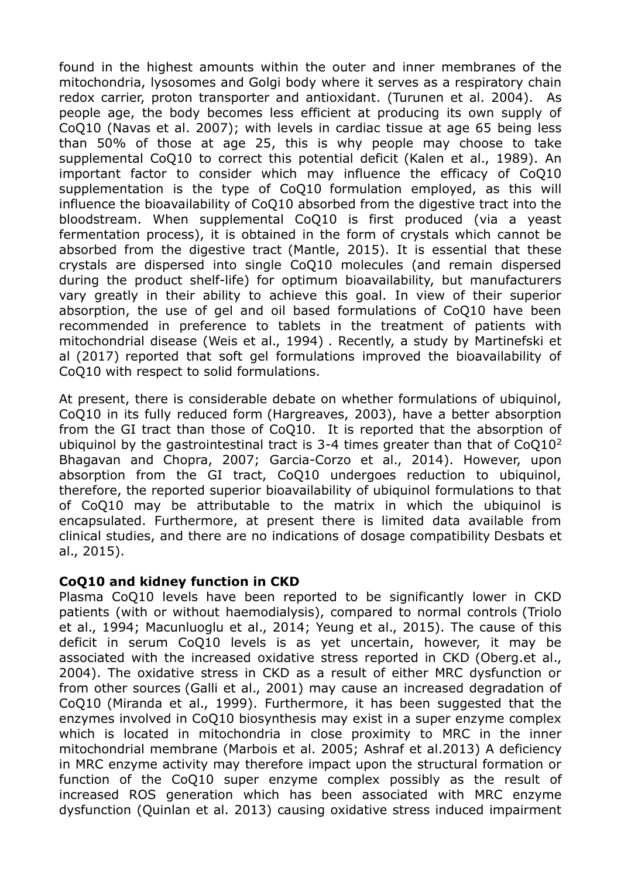found in the highest amounts within the outer and inner membranes of the mitochondria, lysosomes and Golgi body where it serves as a respiratory chain redox carrier, proton transporter and antioxidant. (Turunen et al. 2004). As people age, the body becomes less efficient at producing its own supply of CoQ10 (Navas et al. 2007); with levels in cardiac tissue at age 65 being less than 50% of those at age 25, this is why people may choose to take supplemental CoQ10 to correct this potential deficit (Kalen et al., 1989). An important factor to consider which may influence the efficacy of CoQ10 supplementation is the type of CoQ10 formulation employed, as this will influence the bioavailability of CoQ10 absorbed from the digestive tract into the bloodstream. When supplemental CoQ10 is first produced (via a yeast fermentation process), it is obtained in the form of crystals which cannot be absorbed from the digestive tract (Mantle, 2015). It is essential that these crystals are dispersed into single CoQ10 molecules (and remain dispersed during the product shelf-life) for optimum bioavailability, but manufacturers vary greatly in their ability to achieve this goal. In view of their superior absorption, the use of gel and oil based formulations of CoQ10 have been recommended in preference to tablets in the treatment of patients with mitochondrial disease (Weis et al., 1994) . Recently, a study by Martinefski et al (2017) reported that soft gel formulations improved the bioavailability of CoQ10 with respect to solid formulations.

At present, there is considerable debate on whether formulations of ubiquinol, CoQ10 in its fully reduced form (Hargreaves, 2003), have a better absorption from the GI tract than those of CoQ10. It is reported that the absorption of ubiquinol by the gastrointestinal tract is 3-4 times greater than that of CoQ10[2] Bhagavan and Chopra, 2007; Garcia-Corzo et al., 2014). However, upon absorption from the GI tract, CoQ10 undergoes reduction to ubiquinol, therefore, the reported superior bioavailability of ubiquinol formulations to that of CoQ10 may be attributable to the matrix in which the ubiquinol is encapsulated. Furthermore, at present there is limited data available from clinical studies, and there are no indications of dosage compatibility Desbats et al., 2015).

**CoQ10 and kidney function in CKD**

Plasma CoQ10 levels have been reported to be significantly lower in CKD patients (with or without haemodialysis), compared to normal controls (Triolo et al., 1994; Macunluoglu et al., 2014; Yeung et al., 2015). The cause of this deficit in serum CoQ10 levels is as yet uncertain, however, it may be associated with the increased oxidative stress reported in CKD (Oberg.et al., 2004). The oxidative stress in CKD as a result of either MRC dysfunction or from other sources (Galli et al., 2001) may cause an increased degradation of CoQ10 (Miranda et al., 1999). Furthermore, it has been suggested that the enzymes involved in CoQ10 biosynthesis may exist in a super enzyme complex which is located in mitochondria in close proximity to MRC in the inner mitochondrial membrane (Marbois et al. 2005; Ashraf et al.2013) A deficiency in MRC enzyme activity may therefore impact upon the structural formation or function of the CoQ10 super enzyme complex possibly as the result of increased ROS generation which has been associated with MRC enzyme dysfunction (Quinlan et al. 2013) causing oxidative stress induced impairment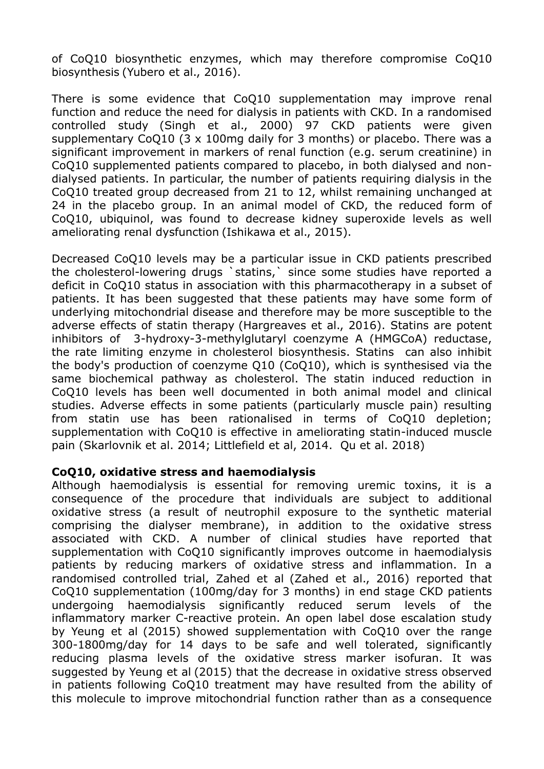of CoQ10 biosynthetic enzymes, which may therefore compromise CoQ10 biosynthesis (Yubero et al., 2016).

There is some evidence that CoQ10 supplementation may improve renal function and reduce the need for dialysis in patients with CKD. In a randomised controlled study (Singh et al., 2000) 97 CKD patients were given supplementary CoQ10 (3 x 100mg daily for 3 months) or placebo. There was a significant improvement in markers of renal function (e.g. serum creatinine) in CoQ10 supplemented patients compared to placebo, in both dialysed and non-dialysed patients. In particular, the number of patients requiring dialysis in the CoQ10 treated group decreased from 21 to 12, whilst remaining unchanged at 24 in the placebo group. In an animal model of CKD, the reduced form of CoQ10, ubiquinol, was found to decrease kidney superoxide levels as well ameliorating renal dysfunction (Ishikawa et al., 2015).

Decreased CoQ10 levels may be a particular issue in CKD patients prescribed the cholesterol-lowering drugs `statins,` since some studies have reported a deficit in CoQ10 status in association with this pharmacotherapy in a subset of patients. It has been suggested that these patients may have some form of underlying mitochondrial disease and therefore may be more susceptible to the adverse effects of statin therapy (Hargreaves et al., 2016). Statins are potent inhibitors of 3-hydroxy-3-methylglutaryl coenzyme A (HMGCoA) reductase, the rate limiting enzyme in cholesterol biosynthesis. Statins can also inhibit the body's production of coenzyme Q10 (CoQ10), which is synthesised via the same biochemical pathway as cholesterol. The statin induced reduction in CoQ10 levels has been well documented in both animal model and clinical studies. Adverse effects in some patients (particularly muscle pain) resulting from statin use has been rationalised in terms of CoQ10 depletion; supplementation with CoQ10 is effective in ameliorating statin-induced muscle pain (Skarlovnik et al. 2014; Littlefield et al, 2014. Qu et al. 2018)

**CoQ10, oxidative stress and haemodialysis**

Although haemodialysis is essential for removing uremic toxins, it is a consequence of the procedure that individuals are subject to additional oxidative stress (a result of neutrophil exposure to the synthetic material comprising the dialyser membrane), in addition to the oxidative stress associated with CKD. A number of clinical studies have reported that supplementation with CoQ10 significantly improves outcome in haemodialysis patients by reducing markers of oxidative stress and inflammation. In a randomised controlled trial, Zahed et al (Zahed et al., 2016) reported that CoQ10 supplementation (100mg/day for 3 months) in end stage CKD patients undergoing haemodialysis significantly reduced serum levels of the inflammatory marker C-reactive protein. An open label dose escalation study by Yeung et al (2015) showed supplementation with CoQ10 over the range 300-1800mg/day for 14 days to be safe and well tolerated, significantly reducing plasma levels of the oxidative stress marker isofuran. It was suggested by Yeung et al (2015) that the decrease in oxidative stress observed in patients following CoQ10 treatment may have resulted from the ability of this molecule to improve mitochondrial function rather than as a consequence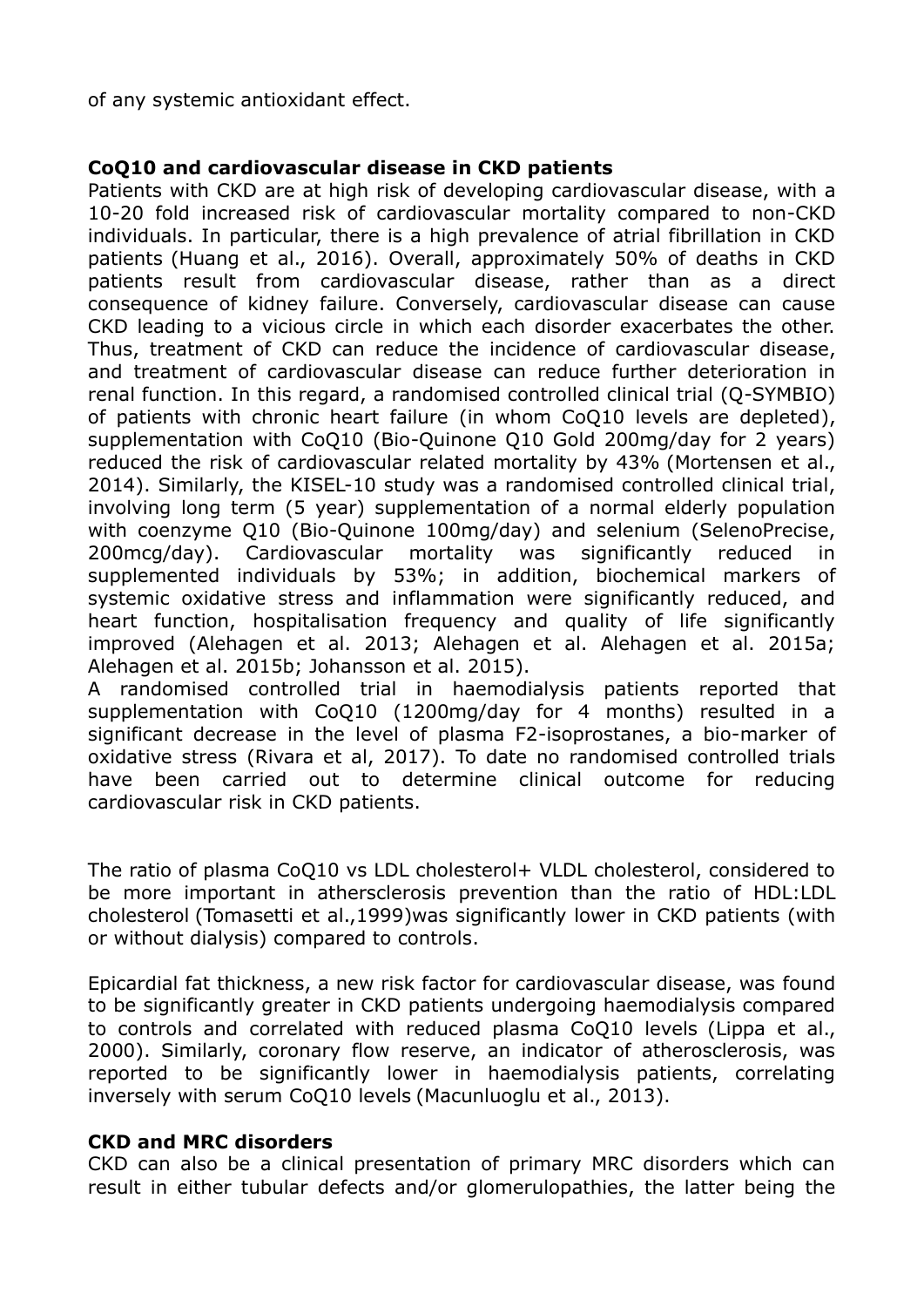of any systemic antioxidant effect.

**CoQ10 and cardiovascular disease in CKD patients**

Patients with CKD are at high risk of developing cardiovascular disease, with a 10-20 fold increased risk of cardiovascular mortality compared to non-CKD individuals. In particular, there is a high prevalence of atrial fibrillation in CKD patients (Huang et al., 2016). Overall, approximately 50% of deaths in CKD patients result from cardiovascular disease, rather than as a direct consequence of kidney failure. Conversely, cardiovascular disease can cause CKD leading to a vicious circle in which each disorder exacerbates the other. Thus, treatment of CKD can reduce the incidence of cardiovascular disease, and treatment of cardiovascular disease can reduce further deterioration in renal function. In this regard, a randomised controlled clinical trial (Q-SYMBIO) of patients with chronic heart failure (in whom CoQ10 levels are depleted), supplementation with CoQ10 (Bio-Quinone Q10 Gold 200mg/day for 2 years) reduced the risk of cardiovascular related mortality by 43% (Mortensen et al., 2014). Similarly, the KISEL-10 study was a randomised controlled clinical trial, involving long term (5 year) supplementation of a normal elderly population with coenzyme Q10 (Bio-Quinone 100mg/day) and selenium (SelenoPrecise, 200mcg/day). Cardiovascular mortality was significantly reduced in supplemented individuals by 53%; in addition, biochemical markers of systemic oxidative stress and inflammation were significantly reduced, and heart function, hospitalisation frequency and quality of life significantly improved (Alehagen et al. 2013; Alehagen et al. Alehagen et al. 2015a; Alehagen et al. 2015b; Johansson et al. 2015).

A randomised controlled trial in haemodialysis patients reported that supplementation with CoQ10 (1200mg/day for 4 months) resulted in a significant decrease in the level of plasma F2-isoprostanes, a bio-marker of oxidative stress (Rivara et al, 2017). To date no randomised controlled trials have been carried out to determine clinical outcome for reducing cardiovascular risk in CKD patients.

The ratio of plasma CoQ10 vs LDL cholesterol+ VLDL cholesterol, considered to be more important in athersclerosis prevention than the ratio of HDL:LDL cholesterol (Tomasetti et al.,1999)was significantly lower in CKD patients (with or without dialysis) compared to controls.

Epicardial fat thickness, a new risk factor for cardiovascular disease, was found to be significantly greater in CKD patients undergoing haemodialysis compared to controls and correlated with reduced plasma CoQ10 levels (Lippa et al., 2000). Similarly, coronary flow reserve, an indicator of atherosclerosis, was reported to be significantly lower in haemodialysis patients, correlating inversely with serum CoQ10 levels (Macunluoglu et al., 2013).

**CKD and MRC disorders**

CKD can also be a clinical presentation of primary MRC disorders which can result in either tubular defects and/or glomerulopathies, the latter being the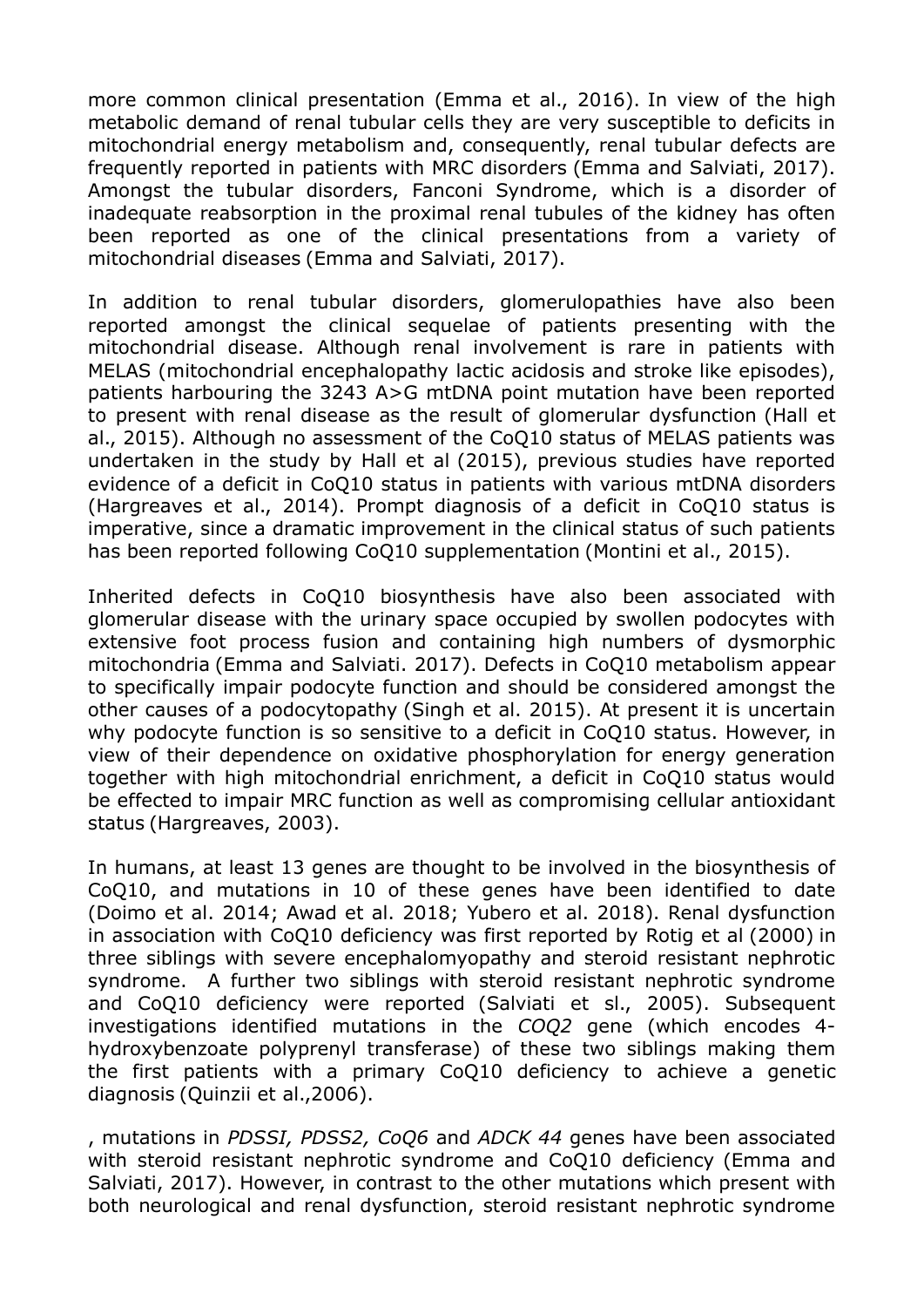more common clinical presentation (Emma et al., 2016). In view of the high metabolic demand of renal tubular cells they are very susceptible to deficits in mitochondrial energy metabolism and, consequently, renal tubular defects are frequently reported in patients with MRC disorders (Emma and Salviati, 2017). Amongst the tubular disorders, Fanconi Syndrome, which is a disorder of inadequate reabsorption in the proximal renal tubules of the kidney has often been reported as one of the clinical presentations from a variety of mitochondrial diseases (Emma and Salviati, 2017).

In addition to renal tubular disorders, glomerulopathies have also been reported amongst the clinical sequelae of patients presenting with the mitochondrial disease. Although renal involvement is rare in patients with MELAS (mitochondrial encephalopathy lactic acidosis and stroke like episodes), patients harbouring the 3243 A>G mtDNA point mutation have been reported to present with renal disease as the result of glomerular dysfunction (Hall et al., 2015). Although no assessment of the CoQ10 status of MELAS patients was undertaken in the study by Hall et al (2015), previous studies have reported evidence of a deficit in CoQ10 status in patients with various mtDNA disorders (Hargreaves et al., 2014). Prompt diagnosis of a deficit in CoQ10 status is imperative, since a dramatic improvement in the clinical status of such patients has been reported following CoQ10 supplementation (Montini et al., 2015).

Inherited defects in CoQ10 biosynthesis have also been associated with glomerular disease with the urinary space occupied by swollen podocytes with extensive foot process fusion and containing high numbers of dysmorphic mitochondria (Emma and Salviati. 2017). Defects in CoQ10 metabolism appear to specifically impair podocyte function and should be considered amongst the other causes of a podocytopathy (Singh et al. 2015). At present it is uncertain why podocyte function is so sensitive to a deficit in CoQ10 status. However, in view of their dependence on oxidative phosphorylation for energy generation together with high mitochondrial enrichment, a deficit in CoQ10 status would be effected to impair MRC function as well as compromising cellular antioxidant status (Hargreaves, 2003).

In humans, at least 13 genes are thought to be involved in the biosynthesis of CoQ10, and mutations in 10 of these genes have been identified to date (Doimo et al. 2014; Awad et al. 2018; Yubero et al. 2018). Renal dysfunction in association with CoQ10 deficiency was first reported by Rotig et al (2000) in three siblings with severe encephalomyopathy and steroid resistant nephrotic syndrome. A further two siblings with steroid resistant nephrotic syndrome and CoQ10 deficiency were reported (Salviati et sl., 2005). Subsequent investigations identified mutations in the *COQ2* gene (which encodes 4-hydroxybenzoate polyprenyl transferase) of these two siblings making them the first patients with a primary CoQ10 deficiency to achieve a genetic diagnosis (Quinzii et al.,2006).

, mutations in *PDSSI, PDSS2, CoQ6* and *ADCK 44* genes have been associated with steroid resistant nephrotic syndrome and CoQ10 deficiency (Emma and Salviati, 2017). However, in contrast to the other mutations which present with both neurological and renal dysfunction, steroid resistant nephrotic syndrome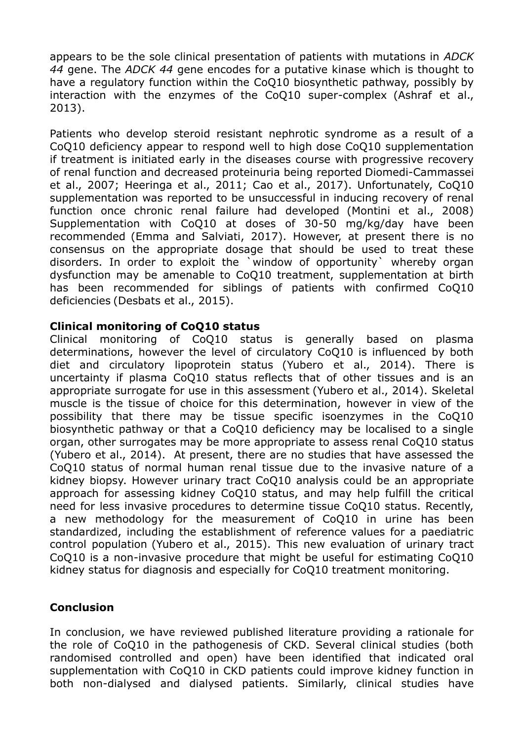appears to be the sole clinical presentation of patients with mutations in *ADCK 44* gene. The *ADCK 44* gene encodes for a putative kinase which is thought to have a regulatory function within the CoQ10 biosynthetic pathway, possibly by interaction with the enzymes of the CoQ10 super-complex (Ashraf et al., 2013).

Patients who develop steroid resistant nephrotic syndrome as a result of a CoQ10 deficiency appear to respond well to high dose CoQ10 supplementation if treatment is initiated early in the diseases course with progressive recovery of renal function and decreased proteinuria being reported Diomedi-Cammassei et al., 2007; Heeringa et al., 2011; Cao et al., 2017). Unfortunately, CoQ10 supplementation was reported to be unsuccessful in inducing recovery of renal function once chronic renal failure had developed (Montini et al., 2008) Supplementation with CoQ10 at doses of 30-50 mg/kg/day have been recommended (Emma and Salviati, 2017). However, at present there is no consensus on the appropriate dosage that should be used to treat these disorders. In order to exploit the `window of opportunity` whereby organ dysfunction may be amenable to CoQ10 treatment, supplementation at birth has been recommended for siblings of patients with confirmed CoQ10 deficiencies (Desbats et al., 2015).

**Clinical monitoring of CoQ10 status**

Clinical monitoring of CoQ10 status is generally based on plasma determinations, however the level of circulatory CoQ10 is influenced by both diet and circulatory lipoprotein status (Yubero et al., 2014). There is uncertainty if plasma CoQ10 status reflects that of other tissues and is an appropriate surrogate for use in this assessment (Yubero et al., 2014). Skeletal muscle is the tissue of choice for this determination, however in view of the possibility that there may be tissue specific isoenzymes in the CoQ10 biosynthetic pathway or that a CoQ10 deficiency may be localised to a single organ, other surrogates may be more appropriate to assess renal CoQ10 status (Yubero et al., 2014). At present, there are no studies that have assessed the CoQ10 status of normal human renal tissue due to the invasive nature of a kidney biopsy. However urinary tract CoQ10 analysis could be an appropriate approach for assessing kidney CoQ10 status, and may help fulfill the critical need for less invasive procedures to determine tissue CoQ10 status. Recently, a new methodology for the measurement of CoQ10 in urine has been standardized, including the establishment of reference values for a paediatric control population (Yubero et al., 2015). This new evaluation of urinary tract CoQ10 is a non-invasive procedure that might be useful for estimating CoQ10 kidney status for diagnosis and especially for CoQ10 treatment monitoring.

**Conclusion**

In conclusion, we have reviewed published literature providing a rationale for the role of CoQ10 in the pathogenesis of CKD. Several clinical studies (both randomised controlled and open) have been identified that indicated oral supplementation with CoQ10 in CKD patients could improve kidney function in both non-dialysed and dialysed patients. Similarly, clinical studies have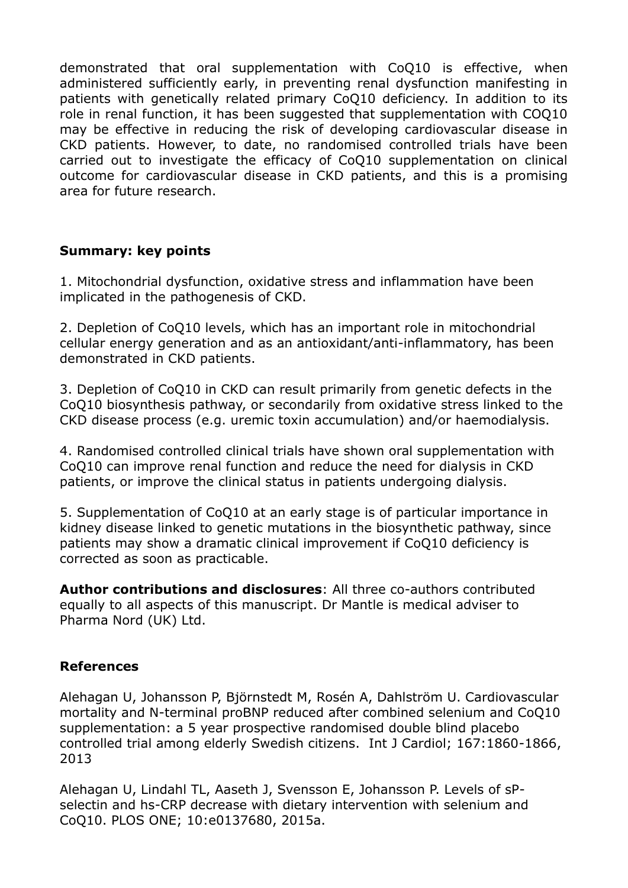demonstrated that oral supplementation with CoQ10 is effective, when administered sufficiently early, in preventing renal dysfunction manifesting in patients with genetically related primary CoQ10 deficiency. In addition to its role in renal function, it has been suggested that supplementation with COQ10 may be effective in reducing the risk of developing cardiovascular disease in CKD patients. However, to date, no randomised controlled trials have been carried out to investigate the efficacy of CoQ10 supplementation on clinical outcome for cardiovascular disease in CKD patients, and this is a promising area for future research.

## Summary: key points

1. Mitochondrial dysfunction, oxidative stress and inflammation have been implicated in the pathogenesis of CKD.

2. Depletion of CoQ10 levels, which has an important role in mitochondrial cellular energy generation and as an antioxidant/anti-inflammatory, has been demonstrated in CKD patients.

3. Depletion of CoQ10 in CKD can result primarily from genetic defects in the CoQ10 biosynthesis pathway, or secondarily from oxidative stress linked to the CKD disease process (e.g. uremic toxin accumulation) and/or haemodialysis.

4. Randomised controlled clinical trials have shown oral supplementation with CoQ10 can improve renal function and reduce the need for dialysis in CKD patients, or improve the clinical status in patients undergoing dialysis.

5. Supplementation of CoQ10 at an early stage is of particular importance in kidney disease linked to genetic mutations in the biosynthetic pathway, since patients may show a dramatic clinical improvement if CoQ10 deficiency is corrected as soon as practicable.

**Author contributions and disclosures**: All three co-authors contributed equally to all aspects of this manuscript. Dr Mantle is medical adviser to Pharma Nord (UK) Ltd.

## References

Alehagan U, Johansson P, Björnstedt M, Rosén A, Dahlström U. Cardiovascular mortality and N-terminal proBNP reduced after combined selenium and CoQ10 supplementation: a 5 year prospective randomised double blind placebo controlled trial among elderly Swedish citizens. Int J Cardiol; 167:1860-1866, 2013

Alehagan U, Lindahl TL, Aaseth J, Svensson E, Johansson P. Levels of sP-selectin and hs-CRP decrease with dietary intervention with selenium and CoQ10. PLOS ONE; 10:e0137680, 2015a.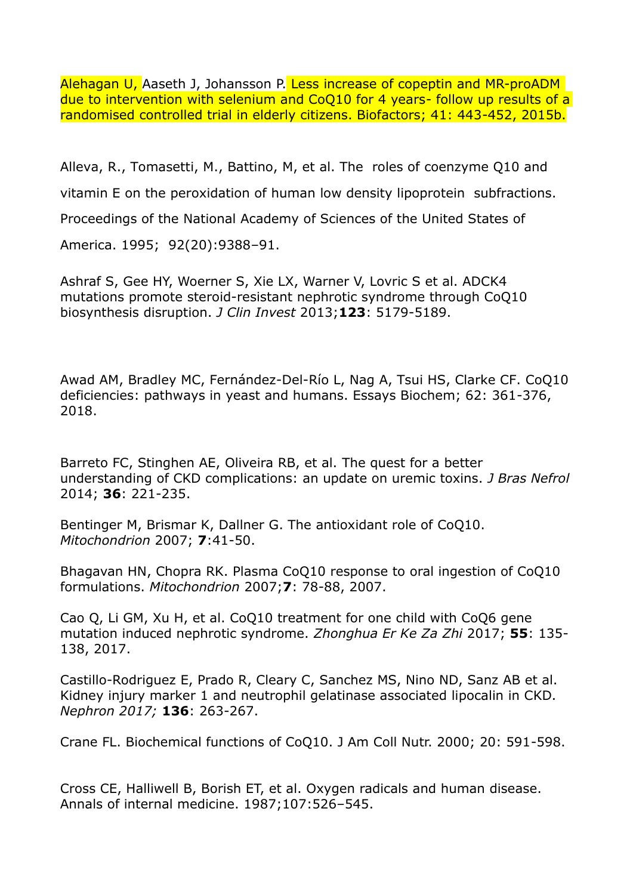Alehagan U, Aaseth J, Johansson P. Less increase of copeptin and MR-proADM due to intervention with selenium and CoQ10 for 4 years- follow up results of a randomised controlled trial in elderly citizens. Biofactors; 41: 443-452, 2015b.

Alleva, R., Tomasetti, M., Battino, M, et al. The roles of coenzyme Q10 and vitamin E on the peroxidation of human low density lipoprotein subfractions. Proceedings of the National Academy of Sciences of the United States of America. 1995; 92(20):9388–91.

Ashraf S, Gee HY, Woerner S, Xie LX, Warner V, Lovric S et al. ADCK4 mutations promote steroid-resistant nephrotic syndrome through CoQ10 biosynthesis disruption. *J Clin Invest* 2013;**123**: 5179-5189.

Awad AM, Bradley MC, Fernández-Del-Río L, Nag A, Tsui HS, Clarke CF. CoQ10 deficiencies: pathways in yeast and humans. Essays Biochem; 62: 361-376, 2018.

Barreto FC, Stinghen AE, Oliveira RB, et al. The quest for a better understanding of CKD complications: an update on uremic toxins. *J Bras Nefrol* 2014; **36**: 221-235.

Bentinger M, Brismar K, Dallner G. The antioxidant role of CoQ10. *Mitochondrion* 2007; **7**:41-50.

Bhagavan HN, Chopra RK. Plasma CoQ10 response to oral ingestion of CoQ10 formulations. *Mitochondrion* 2007;**7**: 78-88, 2007.

Cao Q, Li GM, Xu H, et al. CoQ10 treatment for one child with CoQ6 gene mutation induced nephrotic syndrome. *Zhonghua Er Ke Za Zhi* 2017; **55**: 135-138, 2017.

Castillo-Rodriguez E, Prado R, Cleary C, Sanchez MS, Nino ND, Sanz AB et al. Kidney injury marker 1 and neutrophil gelatinase associated lipocalin in CKD. *Nephron 2017;* **136**: 263-267.

Crane FL. Biochemical functions of CoQ10. J Am Coll Nutr. 2000; 20: 591-598.

Cross CE, Halliwell B, Borish ET, et al. Oxygen radicals and human disease. Annals of internal medicine. 1987;107:526–545.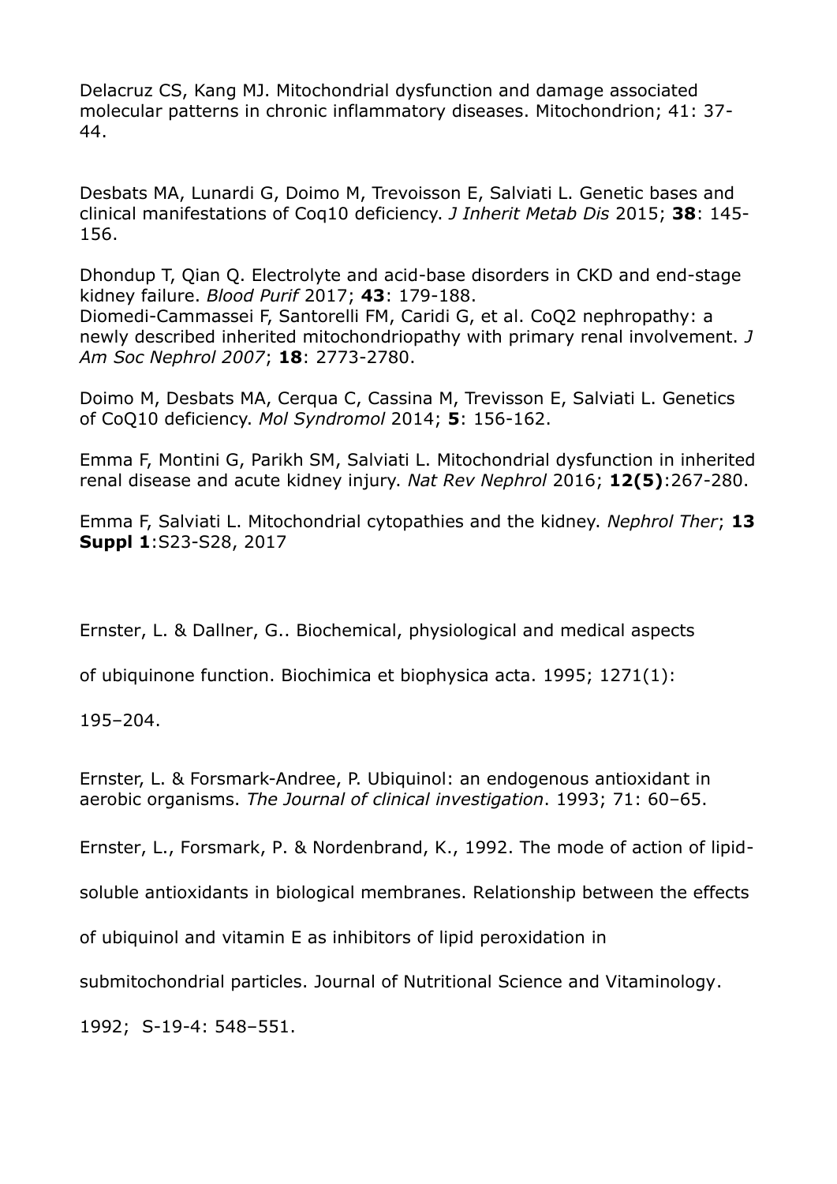Delacruz CS, Kang MJ. Mitochondrial dysfunction and damage associated molecular patterns in chronic inflammatory diseases. Mitochondrion; 41: 37-44.

Desbats MA, Lunardi G, Doimo M, Trevoisson E, Salviati L. Genetic bases and clinical manifestations of Coq10 deficiency. *J Inherit Metab Dis* 2015; **38**: 145-156.

Dhondup T, Qian Q. Electrolyte and acid-base disorders in CKD and end-stage kidney failure. *Blood Purif* 2017; **43**: 179-188.
Diomedi-Cammassei F, Santorelli FM, Caridi G, et al. CoQ2 nephropathy: a newly described inherited mitochondriopathy with primary renal involvement. *J Am Soc Nephrol 2007*; **18**: 2773-2780.

Doimo M, Desbats MA, Cerqua C, Cassina M, Trevisson E, Salviati L. Genetics of CoQ10 deficiency. *Mol Syndromol* 2014; **5**: 156-162.

Emma F, Montini G, Parikh SM, Salviati L. Mitochondrial dysfunction in inherited renal disease and acute kidney injury. *Nat Rev Nephrol* 2016; **12(5)**:267-280.

Emma F, Salviati L. Mitochondrial cytopathies and the kidney. *Nephrol Ther*; **13 Suppl 1**:S23-S28, 2017

Ernster, L. & Dallner, G.. Biochemical, physiological and medical aspects of ubiquinone function. Biochimica et biophysica acta. 1995; 1271(1): 195–204.

Ernster, L. & Forsmark-Andree, P. Ubiquinol: an endogenous antioxidant in aerobic organisms. *The Journal of clinical investigation*. 1993; 71: 60–65.

Ernster, L., Forsmark, P. & Nordenbrand, K., 1992. The mode of action of lipid-soluble antioxidants in biological membranes. Relationship between the effects of ubiquinol and vitamin E as inhibitors of lipid peroxidation in submitochondrial particles. Journal of Nutritional Science and Vitaminology. 1992; S-19-4: 548–551.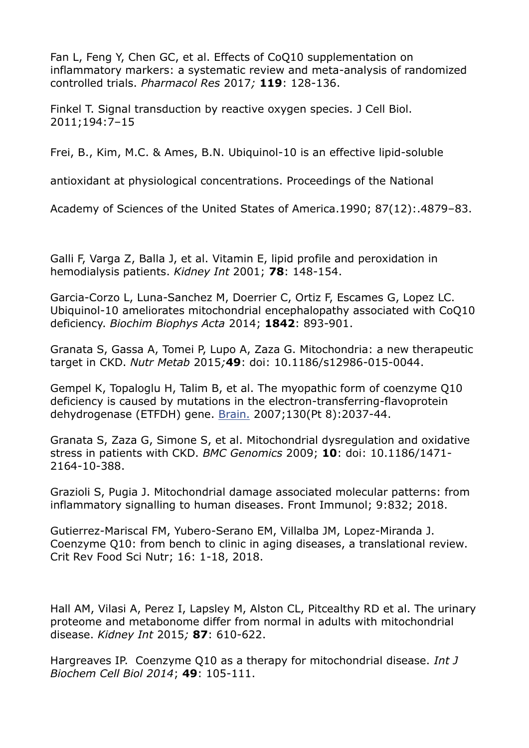Fan L, Feng Y, Chen GC, et al. Effects of CoQ10 supplementation on inflammatory markers: a systematic review and meta-analysis of randomized controlled trials. *Pharmacol Res* 2017*;* **119**: 128-136.

Finkel T. Signal transduction by reactive oxygen species. J Cell Biol. 2011;194:7–15

Frei, B., Kim, M.C. & Ames, B.N. Ubiquinol-10 is an effective lipid-soluble

antioxidant at physiological concentrations. Proceedings of the National

Academy of Sciences of the United States of America.1990; 87(12):.4879–83.

Galli F, Varga Z, Balla J, et al. Vitamin E, lipid profile and peroxidation in hemodialysis patients. *Kidney Int* 2001; **78**: 148-154.

Garcia-Corzo L, Luna-Sanchez M, Doerrier C, Ortiz F, Escames G, Lopez LC. Ubiquinol-10 ameliorates mitochondrial encephalopathy associated with CoQ10 deficiency. *Biochim Biophys Acta* 2014; **1842**: 893-901.

Granata S, Gassa A, Tomei P, Lupo A, Zaza G. Mitochondria: a new therapeutic target in CKD. *Nutr Metab* 2015*;***49**: doi: 10.1186/s12986-015-0044.

Gempel K, Topaloglu H, Talim B, et al. The myopathic form of coenzyme Q10 deficiency is caused by mutations in the electron-transferring-flavoprotein dehydrogenase (ETFDH) gene. Brain. 2007;130(Pt 8):2037-44.

Granata S, Zaza G, Simone S, et al. Mitochondrial dysregulation and oxidative stress in patients with CKD. *BMC Genomics* 2009; **10**: doi: 10.1186/1471-2164-10-388.

Grazioli S, Pugia J. Mitochondrial damage associated molecular patterns: from inflammatory signalling to human diseases. Front Immunol; 9:832; 2018.

Gutierrez-Mariscal FM, Yubero-Serano EM, Villalba JM, Lopez-Miranda J. Coenzyme Q10: from bench to clinic in aging diseases, a translational review. Crit Rev Food Sci Nutr; 16: 1-18, 2018.

Hall AM, Vilasi A, Perez I, Lapsley M, Alston CL, Pitcealthy RD et al. The urinary proteome and metabonome differ from normal in adults with mitochondrial disease. *Kidney Int* 2015*;* **87**: 610-622.

Hargreaves IP. Coenzyme Q10 as a therapy for mitochondrial disease. *Int J Biochem Cell Biol 2014*; **49**: 105-111.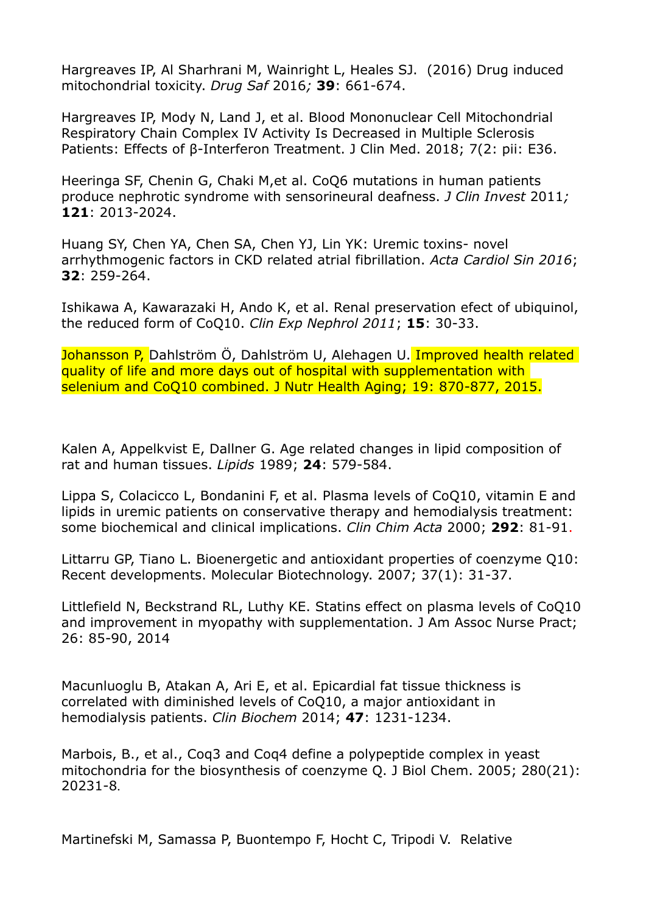Hargreaves IP, Al Sharhrani M, Wainright L, Heales SJ. (2016) Drug induced mitochondrial toxicity. *Drug Saf* 2016*;* **39**: 661-674.

Hargreaves IP, Mody N, Land J, et al. Blood Mononuclear Cell Mitochondrial Respiratory Chain Complex IV Activity Is Decreased in Multiple Sclerosis Patients: Effects of β-Interferon Treatment. J Clin Med. 2018; 7(2: pii: E36.

Heeringa SF, Chenin G, Chaki M,et al. CoQ6 mutations in human patients produce nephrotic syndrome with sensorineural deafness. *J Clin Invest* 2011*;* **121**: 2013-2024.

Huang SY, Chen YA, Chen SA, Chen YJ, Lin YK: Uremic toxins- novel arrhythmogenic factors in CKD related atrial fibrillation. *Acta Cardiol Sin 2016*; **32**: 259-264.

Ishikawa A, Kawarazaki H, Ando K, et al. Renal preservation efect of ubiquinol, the reduced form of CoQ10. *Clin Exp Nephrol 2011*; **15**: 30-33.

Johansson P, Dahlström Ö, Dahlström U, Alehagen U. Improved health related quality of life and more days out of hospital with supplementation with selenium and CoQ10 combined. J Nutr Health Aging; 19: 870-877, 2015.

Kalen A, Appelkvist E, Dallner G. Age related changes in lipid composition of rat and human tissues. *Lipids* 1989; **24**: 579-584.

Lippa S, Colacicco L, Bondanini F, et al. Plasma levels of CoQ10, vitamin E and lipids in uremic patients on conservative therapy and hemodialysis treatment: some biochemical and clinical implications. *Clin Chim Acta* 2000; **292**: 81-91.

Littarru GP, Tiano L. Bioenergetic and antioxidant properties of coenzyme Q10: Recent developments. Molecular Biotechnology. 2007; 37(1): 31-37.

Littlefield N, Beckstrand RL, Luthy KE. Statins effect on plasma levels of CoQ10 and improvement in myopathy with supplementation. J Am Assoc Nurse Pract; 26: 85-90, 2014

Macunluoglu B, Atakan A, Ari E, et al. Epicardial fat tissue thickness is correlated with diminished levels of CoQ10, a major antioxidant in hemodialysis patients. *Clin Biochem* 2014; **47**: 1231-1234.

Marbois, B., et al., Coq3 and Coq4 define a polypeptide complex in yeast mitochondria for the biosynthesis of coenzyme Q. J Biol Chem. 2005; 280(21): 20231-8.

Martinefski M, Samassa P, Buontempo F, Hocht C, Tripodi V. Relative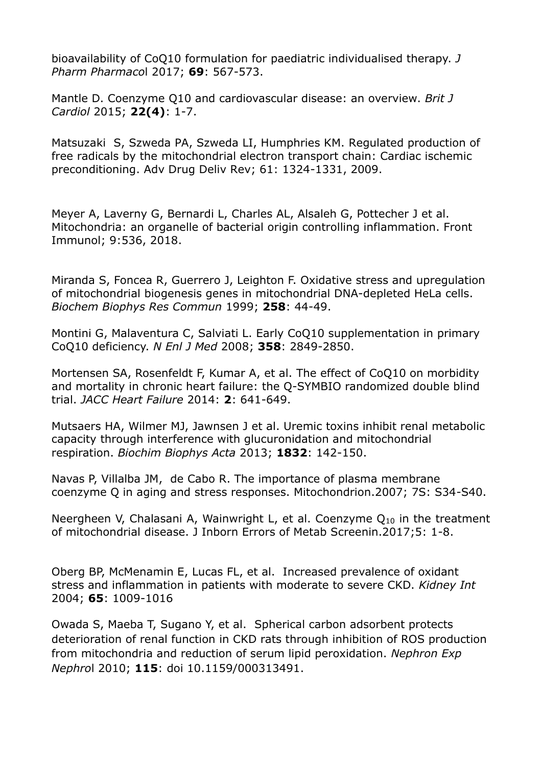bioavailability of CoQ10 formulation for paediatric individualised therapy. *J Pharm Pharmacol* 2017; **69**: 567-573.

Mantle D. Coenzyme Q10 and cardiovascular disease: an overview. *Brit J Cardiol* 2015; **22(4)**: 1-7.

Matsuzaki S, Szweda PA, Szweda LI, Humphries KM. Regulated production of free radicals by the mitochondrial electron transport chain: Cardiac ischemic preconditioning. Adv Drug Deliv Rev; 61: 1324-1331, 2009.

Meyer A, Laverny G, Bernardi L, Charles AL, Alsaleh G, Pottecher J et al. Mitochondria: an organelle of bacterial origin controlling inflammation. Front Immunol; 9:536, 2018.

Miranda S, Foncea R, Guerrero J, Leighton F. Oxidative stress and upregulation of mitochondrial biogenesis genes in mitochondrial DNA-depleted HeLa cells. *Biochem Biophys Res Commun* 1999; **258**: 44-49.

Montini G, Malaventura C, Salviati L. Early CoQ10 supplementation in primary CoQ10 deficiency. *N Enl J Med* 2008; **358**: 2849-2850.

Mortensen SA, Rosenfeldt F, Kumar A, et al. The effect of CoQ10 on morbidity and mortality in chronic heart failure: the Q-SYMBIO randomized double blind trial. *JACC Heart Failure* 2014: **2**: 641-649.

Mutsaers HA, Wilmer MJ, Jawnsen J et al. Uremic toxins inhibit renal metabolic capacity through interference with glucuronidation and mitochondrial respiration. *Biochim Biophys Acta* 2013; **1832**: 142-150.

Navas P, Villalba JM, de Cabo R. The importance of plasma membrane coenzyme Q in aging and stress responses. Mitochondrion.2007; 7S: S34-S40.

Neergheen V, Chalasani A, Wainwright L, et al. Coenzyme $Q_{10}$ in the treatment of mitochondrial disease. J Inborn Errors of Metab Screenin.2017;5: 1-8.

Oberg BP, McMenamin E, Lucas FL, et al. Increased prevalence of oxidant stress and inflammation in patients with moderate to severe CKD. *Kidney Int* 2004; **65**: 1009-1016

Owada S, Maeba T, Sugano Y, et al. Spherical carbon adsorbent protects deterioration of renal function in CKD rats through inhibition of ROS production from mitochondria and reduction of serum lipid peroxidation. *Nephron Exp Nephrol* 2010; **115**: doi 10.1159/000313491.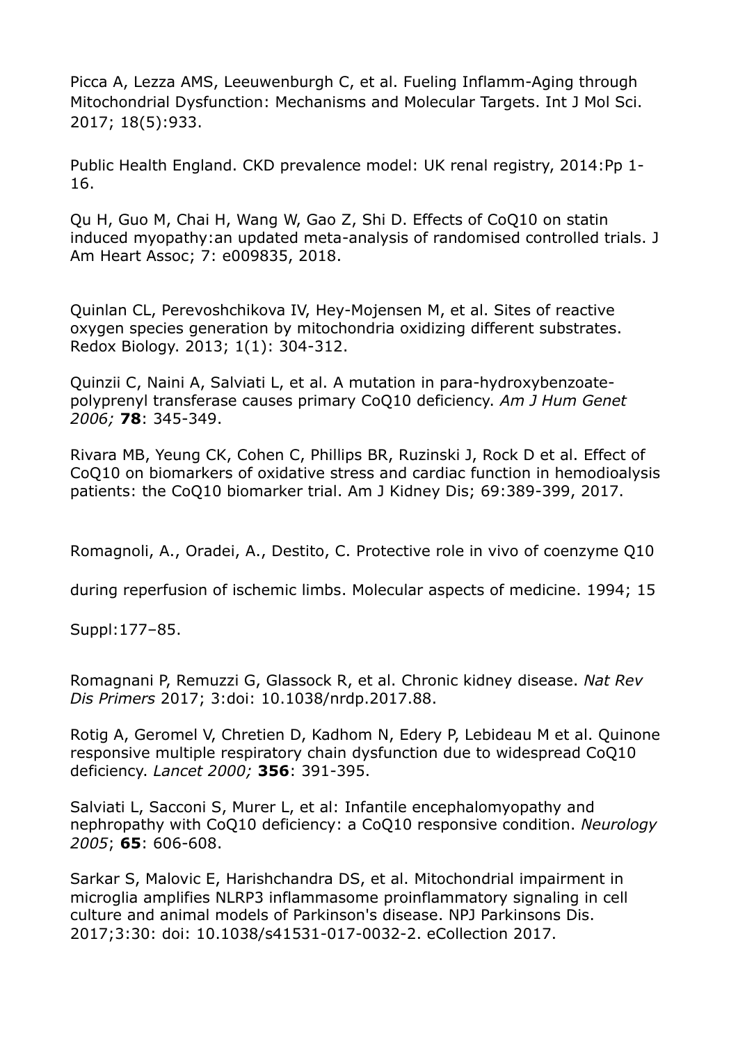Picca A, Lezza AMS, Leeuwenburgh C, et al. Fueling Inflamm-Aging through Mitochondrial Dysfunction: Mechanisms and Molecular Targets. Int J Mol Sci. 2017; 18(5):933.

Public Health England. CKD prevalence model: UK renal registry, 2014:Pp 1-16.

Qu H, Guo M, Chai H, Wang W, Gao Z, Shi D. Effects of CoQ10 on statin induced myopathy:an updated meta-analysis of randomised controlled trials. J Am Heart Assoc; 7: e009835, 2018.

Quinlan CL, Perevoshchikova IV, Hey-Mojensen M, et al. Sites of reactive oxygen species generation by mitochondria oxidizing different substrates. Redox Biology. 2013; 1(1): 304-312.

Quinzii C, Naini A, Salviati L, et al. A mutation in para-hydroxybenzoate-polyprenyl transferase causes primary CoQ10 deficiency. *Am J Hum Genet 2006;* **78**: 345-349.

Rivara MB, Yeung CK, Cohen C, Phillips BR, Ruzinski J, Rock D et al. Effect of CoQ10 on biomarkers of oxidative stress and cardiac function in hemodioalysis patients: the CoQ10 biomarker trial. Am J Kidney Dis; 69:389-399, 2017.

Romagnoli, A., Oradei, A., Destito, C. Protective role in vivo of coenzyme Q10 during reperfusion of ischemic limbs. Molecular aspects of medicine. 1994; 15 Suppl:177–85.

Romagnani P, Remuzzi G, Glassock R, et al. Chronic kidney disease. *Nat Rev Dis Primers* 2017; 3:doi: 10.1038/nrdp.2017.88.

Rotig A, Geromel V, Chretien D, Kadhom N, Edery P, Lebideau M et al. Quinone responsive multiple respiratory chain dysfunction due to widespread CoQ10 deficiency. *Lancet 2000;* **356**: 391-395.

Salviati L, Sacconi S, Murer L, et al: Infantile encephalomyopathy and nephropathy with CoQ10 deficiency: a CoQ10 responsive condition. *Neurology 2005*; **65**: 606-608.

Sarkar S, Malovic E, Harishchandra DS, et al. Mitochondrial impairment in microglia amplifies NLRP3 inflammasome proinflammatory signaling in cell culture and animal models of Parkinson's disease. NPJ Parkinsons Dis. 2017;3:30: doi: 10.1038/s41531-017-0032-2. eCollection 2017.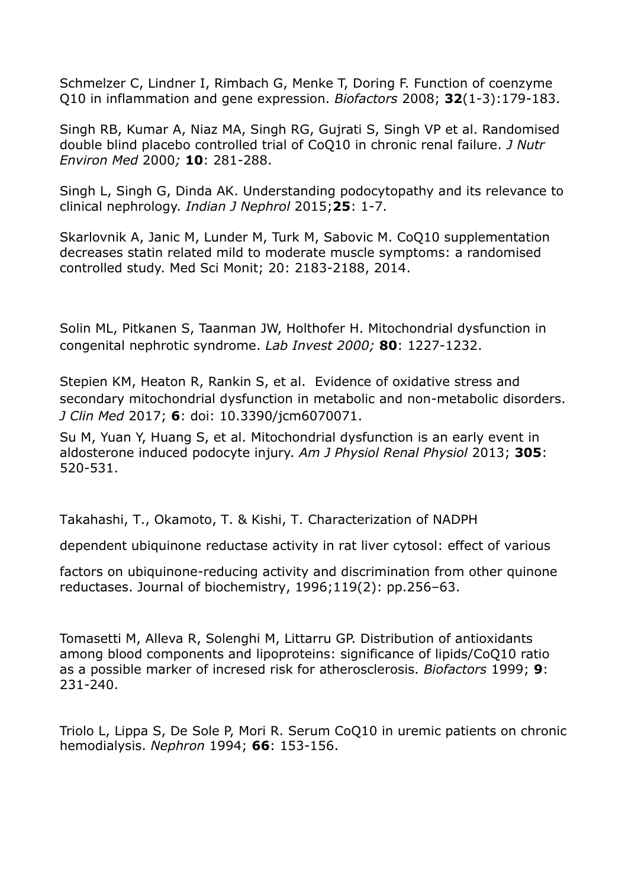Schmelzer C, Lindner I, Rimbach G, Menke T, Doring F. Function of coenzyme Q10 in inflammation and gene expression. *Biofactors* 2008; **32**(1-3):179-183.

Singh RB, Kumar A, Niaz MA, Singh RG, Gujrati S, Singh VP et al. Randomised double blind placebo controlled trial of CoQ10 in chronic renal failure. *J Nutr Environ Med* 2000*;* **10**: 281-288.

Singh L, Singh G, Dinda AK. Understanding podocytopathy and its relevance to clinical nephrology. *Indian J Nephrol* 2015;**25**: 1-7.

Skarlovnik A, Janic M, Lunder M, Turk M, Sabovic M. CoQ10 supplementation decreases statin related mild to moderate muscle symptoms: a randomised controlled study. Med Sci Monit; 20: 2183-2188, 2014.

Solin ML, Pitkanen S, Taanman JW, Holthofer H. Mitochondrial dysfunction in congenital nephrotic syndrome. *Lab Invest 2000;* **80**: 1227-1232.

Stepien KM, Heaton R, Rankin S, et al. Evidence of oxidative stress and secondary mitochondrial dysfunction in metabolic and non-metabolic disorders. *J Clin Med* 2017; **6**: doi: 10.3390/jcm6070071.

Su M, Yuan Y, Huang S, et al. Mitochondrial dysfunction is an early event in aldosterone induced podocyte injury. *Am J Physiol Renal Physiol* 2013; **305**: 520-531.

Takahashi, T., Okamoto, T. & Kishi, T. Characterization of NADPH dependent ubiquinone reductase activity in rat liver cytosol: effect of various factors on ubiquinone-reducing activity and discrimination from other quinone reductases. Journal of biochemistry, 1996;119(2): pp.256–63.

Tomasetti M, Alleva R, Solenghi M, Littarru GP. Distribution of antioxidants among blood components and lipoproteins: significance of lipids/CoQ10 ratio as a possible marker of incresed risk for atherosclerosis. *Biofactors* 1999; **9**: 231-240.

Triolo L, Lippa S, De Sole P, Mori R. Serum CoQ10 in uremic patients on chronic hemodialysis. *Nephron* 1994; **66**: 153-156.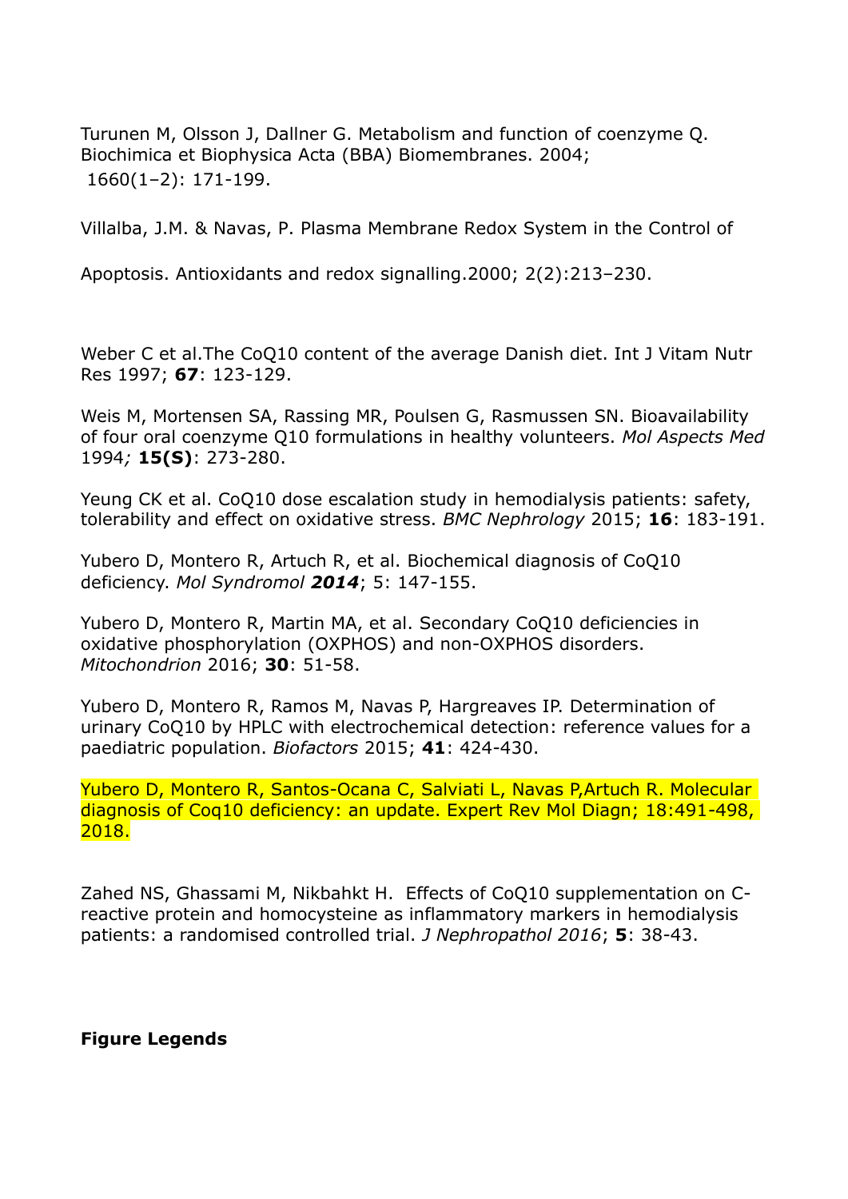Turunen M, Olsson J, Dallner G. Metabolism and function of coenzyme Q. Biochimica et Biophysica Acta (BBA) Biomembranes. 2004; 1660(1–2): 171-199.

Villalba, J.M. & Navas, P. Plasma Membrane Redox System in the Control of Apoptosis. Antioxidants and redox signalling.2000; 2(2):213–230.

Weber C et al.The CoQ10 content of the average Danish diet. Int J Vitam Nutr Res 1997; **67**: 123-129.

Weis M, Mortensen SA, Rassing MR, Poulsen G, Rasmussen SN. Bioavailability of four oral coenzyme Q10 formulations in healthy volunteers. *Mol Aspects Med* 1994*;* **15(S)**: 273-280.

Yeung CK et al. CoQ10 dose escalation study in hemodialysis patients: safety, tolerability and effect on oxidative stress. *BMC Nephrology* 2015; **16**: 183-191.

Yubero D, Montero R, Artuch R, et al. Biochemical diagnosis of CoQ10 deficiency. *Mol Syndromol* ***2014***; 5: 147-155.

Yubero D, Montero R, Martin MA, et al. Secondary CoQ10 deficiencies in oxidative phosphorylation (OXPHOS) and non-OXPHOS disorders. *Mitochondrion* 2016; **30**: 51-58.

Yubero D, Montero R, Ramos M, Navas P, Hargreaves IP. Determination of urinary CoQ10 by HPLC with electrochemical detection: reference values for a paediatric population. *Biofactors* 2015; **41**: 424-430.

Yubero D, Montero R, Santos-Ocana C, Salviati L, Navas P,Artuch R. Molecular diagnosis of Coq10 deficiency: an update. Expert Rev Mol Diagn; 18:491-498, 2018.

Zahed NS, Ghassami M, Nikbahkt H. Effects of CoQ10 supplementation on C-reactive protein and homocysteine as inflammatory markers in hemodialysis patients: a randomised controlled trial. *J Nephropathol 2016*; **5**: 38-43.

**Figure Legends**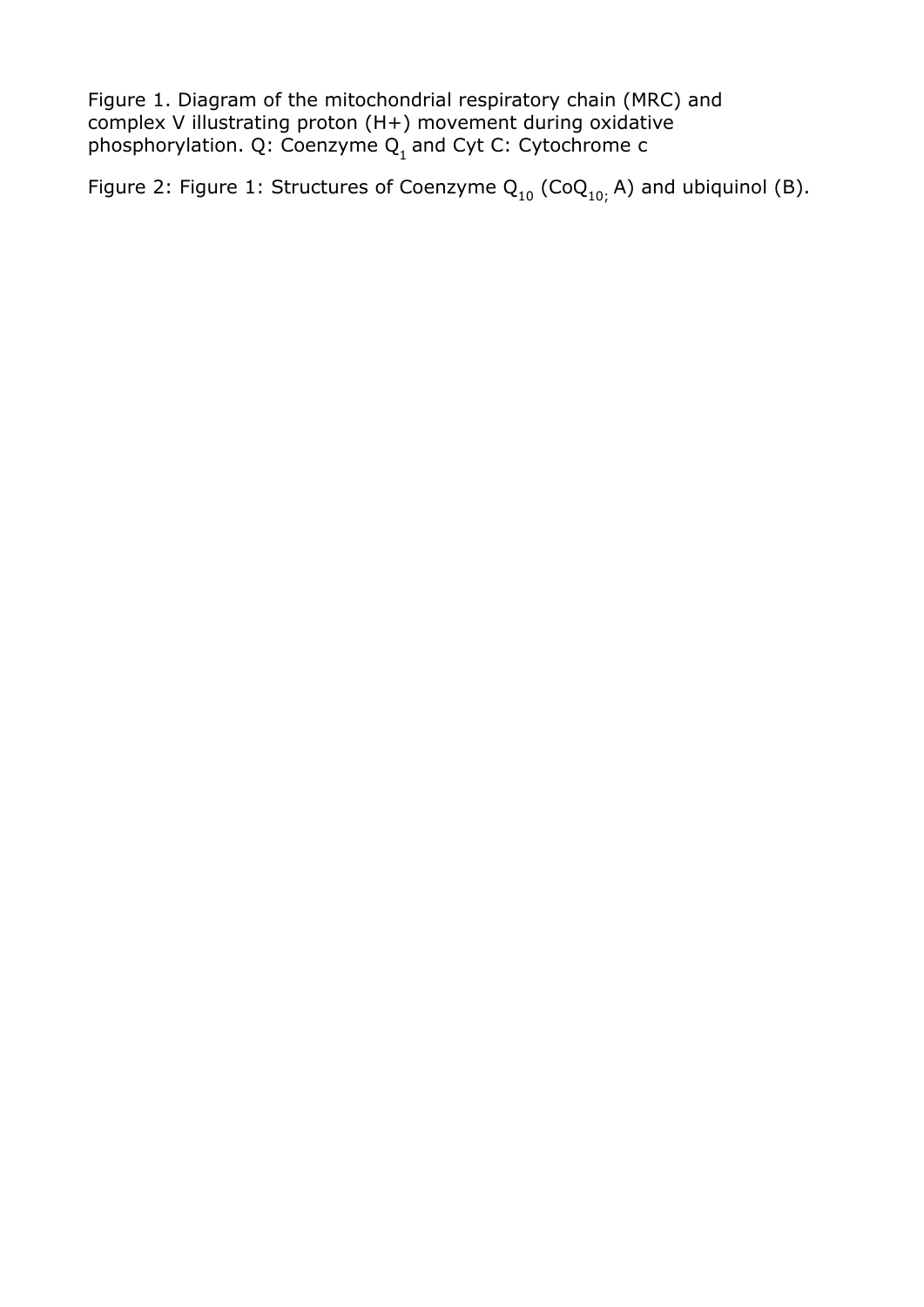Figure 1. Diagram of the mitochondrial respiratory chain (MRC) and complex V illustrating proton (H+) movement during oxidative phosphorylation. Q: Coenzyme $Q_1$ and Cyt C: Cytochrome c

Figure 2: Figure 1: Structures of Coenzyme $Q_{10}$ ($CoQ_{10;}$ A) and ubiquinol (B).